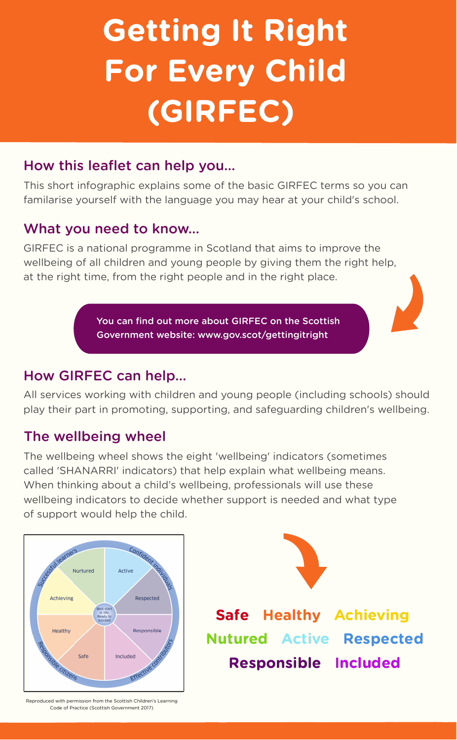# Getting It Right For Every Child (GIRFEC)

## How this leaflet can help you...

This short infographic explains some of the basic GIRFEC terms so you can familarise yourself with the language you may hear at your child's school.

## What you need to know...

GIRFEC is a national programme in Scotland that aims to improve the wellbeing of all children and young people by giving them the right help, at the right time, from the right people and in the right place.

You can find out more about GIRFEC on the Scottish Government website: www.gov.scot/gettingitright

## How GIRFEC can help...

All services working with children and young people (including schools) should play their part in promoting, supporting, and safeguarding children's wellbeing.

## The wellbeing wheel

The wellbeing wheel shows the eight 'wellbeing' indicators (sometimes called 'SHANARRI' indicators) that help explain what wellbeing means. When thinking about a child's wellbeing, professionals will use these wellbeing indicators to decide whether support is needed and what type of support would help the child.

Successful learners — Confident individuals — Effective contributors — Responsible citizens

Nurtured, Active, Respected, Responsible, Included, Safe, Healthy, Achieving

Best start in life: Ready to succeed

Reproduced with permission from the Scottish Children's Learning Code of Practice (Scottish Government 2017)

**Safe Healthy Achieving Nurtured Active Respected Responsible Included**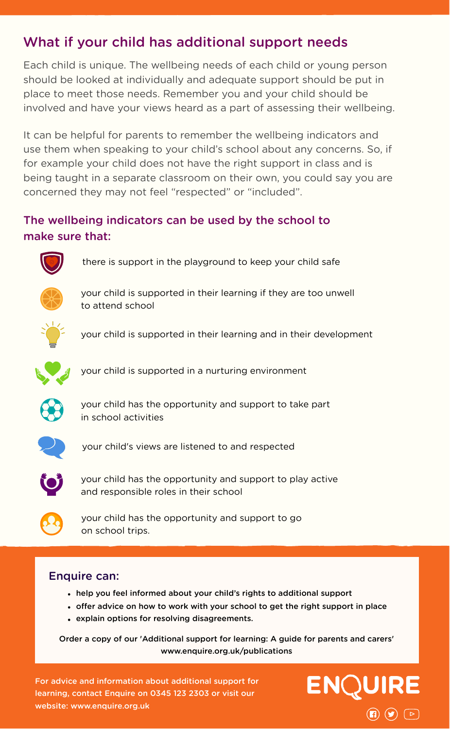## What if your child has additional support needs

Each child is unique. The wellbeing needs of each child or young person should be looked at individually and adequate support should be put in place to meet those needs. Remember you and your child should be involved and have your views heard as a part of assessing their wellbeing.

It can be helpful for parents to remember the wellbeing indicators and use them when speaking to your child's school about any concerns. So, if for example your child does not have the right support in class and is being taught in a separate classroom on their own, you could say you are concerned they may not feel "respected" or "included".

### The wellbeing indicators can be used by the school to make sure that:

- there is support in the playground to keep your child safe
- your child is supported in their learning if they are too unwell to attend school
- your child is supported in their learning and in their development
- your child is supported in a nurturing environment
- your child has the opportunity and support to take part in school activities
- your child's views are listened to and respected
- your child has the opportunity and support to play active and responsible roles in their school
- your child has the opportunity and support to go on school trips.

### Enquire can:

- **help you feel informed about your child's rights to additional support**
- **offer advice on how to work with your school to get the right support in place**
- **explain options for resolving disagreements.**

**Order a copy of our 'Additional support for learning: A guide for parents and carers' www.enquire.org.uk/publications**

**For advice and information about additional support for learning, contact Enquire on 0345 123 2303 or visit our website: www.enquire.org.uk**

ENQUIRE